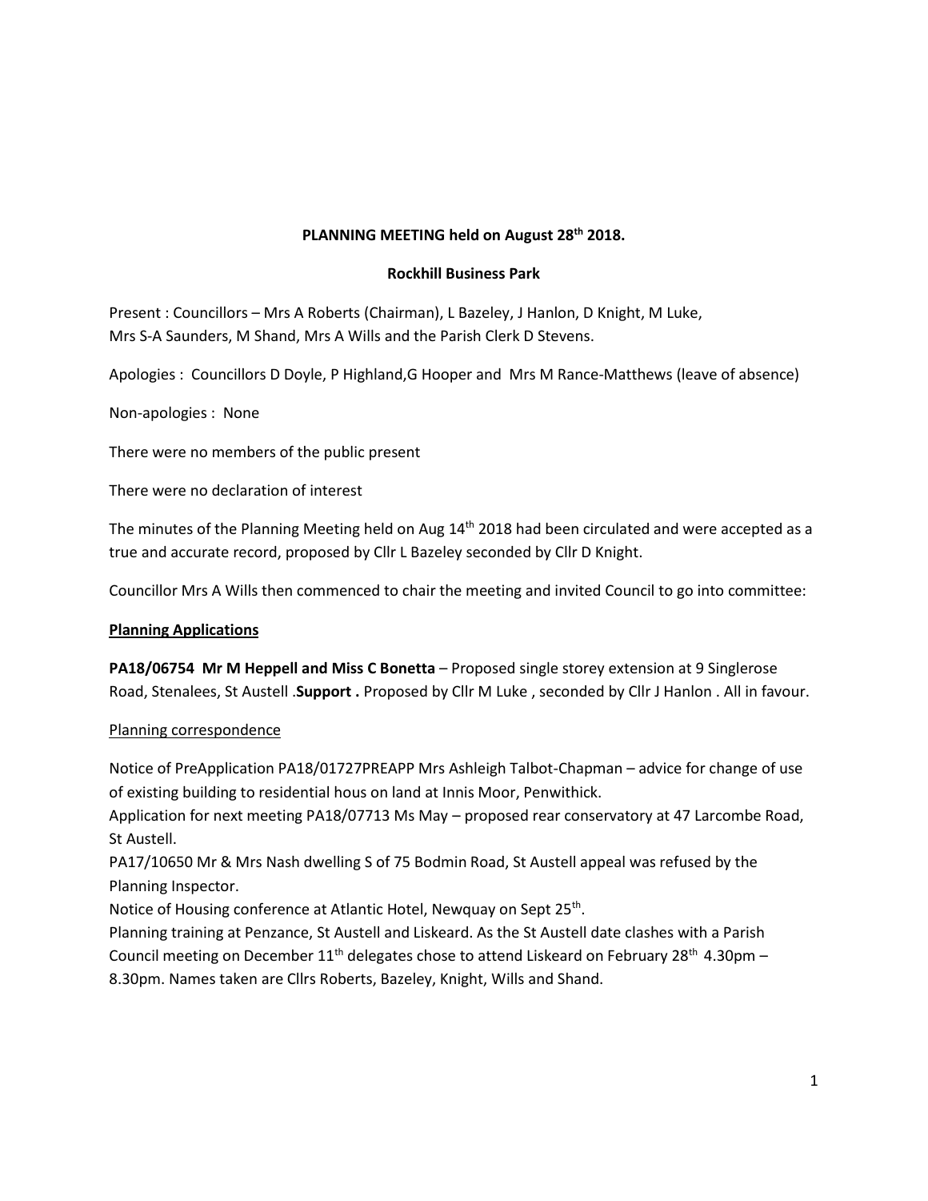**PLANNING MEETING held on August 28th 2018.**

**Rockhill Business Park**

Present : Councillors – Mrs A Roberts (Chairman), L Bazeley, J Hanlon, D Knight, M Luke, Mrs S-A Saunders, M Shand, Mrs A Wills and the Parish Clerk D Stevens.

Apologies : Councillors D Doyle, P Highland,G Hooper and Mrs M Rance-Matthews (leave of absence)

Non-apologies : None

There were no members of the public present

There were no declaration of interest

The minutes of the Planning Meeting held on Aug 14th 2018 had been circulated and were accepted as a true and accurate record, proposed by Cllr L Bazeley seconded by Cllr D Knight.

Councillor Mrs A Wills then commenced to chair the meeting and invited Council to go into committee:

**Planning Applications**

**PA18/06754 Mr M Heppell and Miss C Bonetta** – Proposed single storey extension at 9 Singlerose Road, Stenalees, St Austell .**Support .** Proposed by Cllr M Luke , seconded by Cllr J Hanlon . All in favour.

Planning correspondence

Notice of PreApplication PA18/01727PREAPP Mrs Ashleigh Talbot-Chapman – advice for change of use of existing building to residential hous on land at Innis Moor, Penwithick.
Application for next meeting PA18/07713 Ms May – proposed rear conservatory at 47 Larcombe Road, St Austell.
PA17/10650 Mr & Mrs Nash dwelling S of 75 Bodmin Road, St Austell appeal was refused by the Planning Inspector.
Notice of Housing conference at Atlantic Hotel, Newquay on Sept 25th.
Planning training at Penzance, St Austell and Liskeard. As the St Austell date clashes with a Parish Council meeting on December 11th delegates chose to attend Liskeard on February 28th 4.30pm – 8.30pm. Names taken are Cllrs Roberts, Bazeley, Knight, Wills and Shand.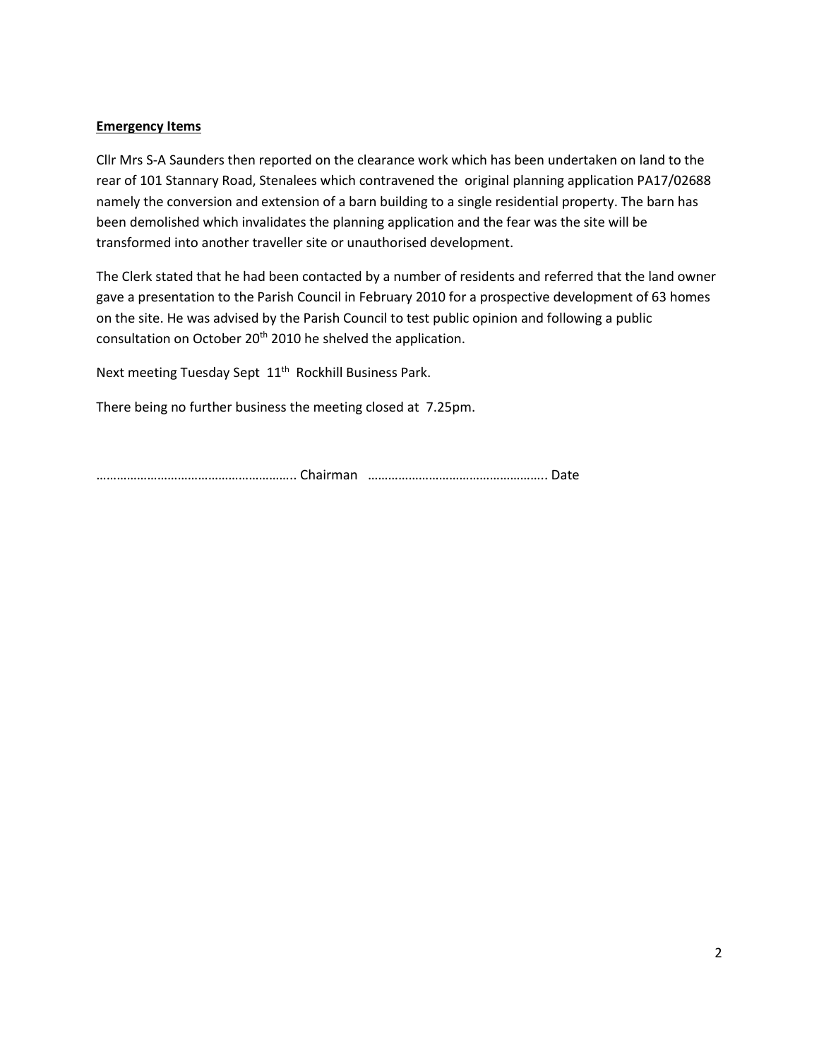**Emergency Items**

Cllr Mrs S-A Saunders then reported on the clearance work which has been undertaken on land to the rear of 101 Stannary Road, Stenalees which contravened the original planning application PA17/02688 namely the conversion and extension of a barn building to a single residential property. The barn has been demolished which invalidates the planning application and the fear was the site will be transformed into another traveller site or unauthorised development.

The Clerk stated that he had been contacted by a number of residents and referred that the land owner gave a presentation to the Parish Council in February 2010 for a prospective development of 63 homes on the site. He was advised by the Parish Council to test public opinion and following a public consultation on October 20th 2010 he shelved the application.

Next meeting Tuesday Sept 11th Rockhill Business Park.

There being no further business the meeting closed at 7.25pm.

………………………………………………….. Chairman ……………………………………………. Date